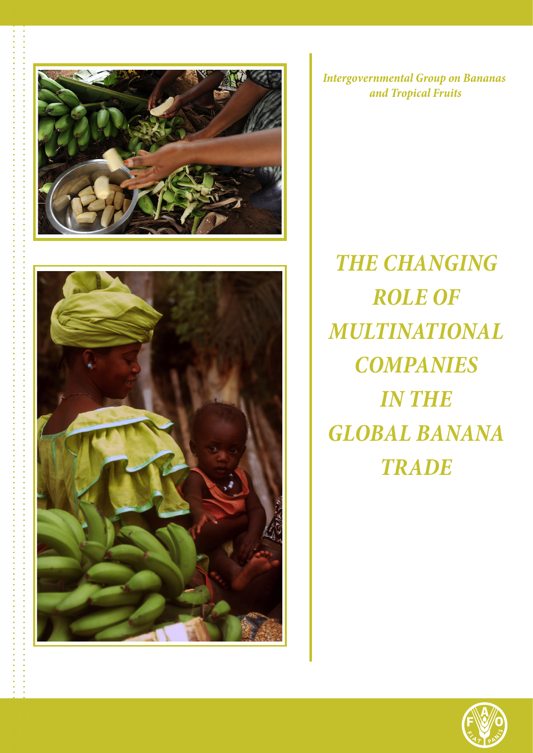*Intergovernmental Group on Bananas and Tropical Fruits*

# *THE CHANGING ROLE OF MULTINATIONAL COMPANIES IN THE GLOBAL BANANA TRADE*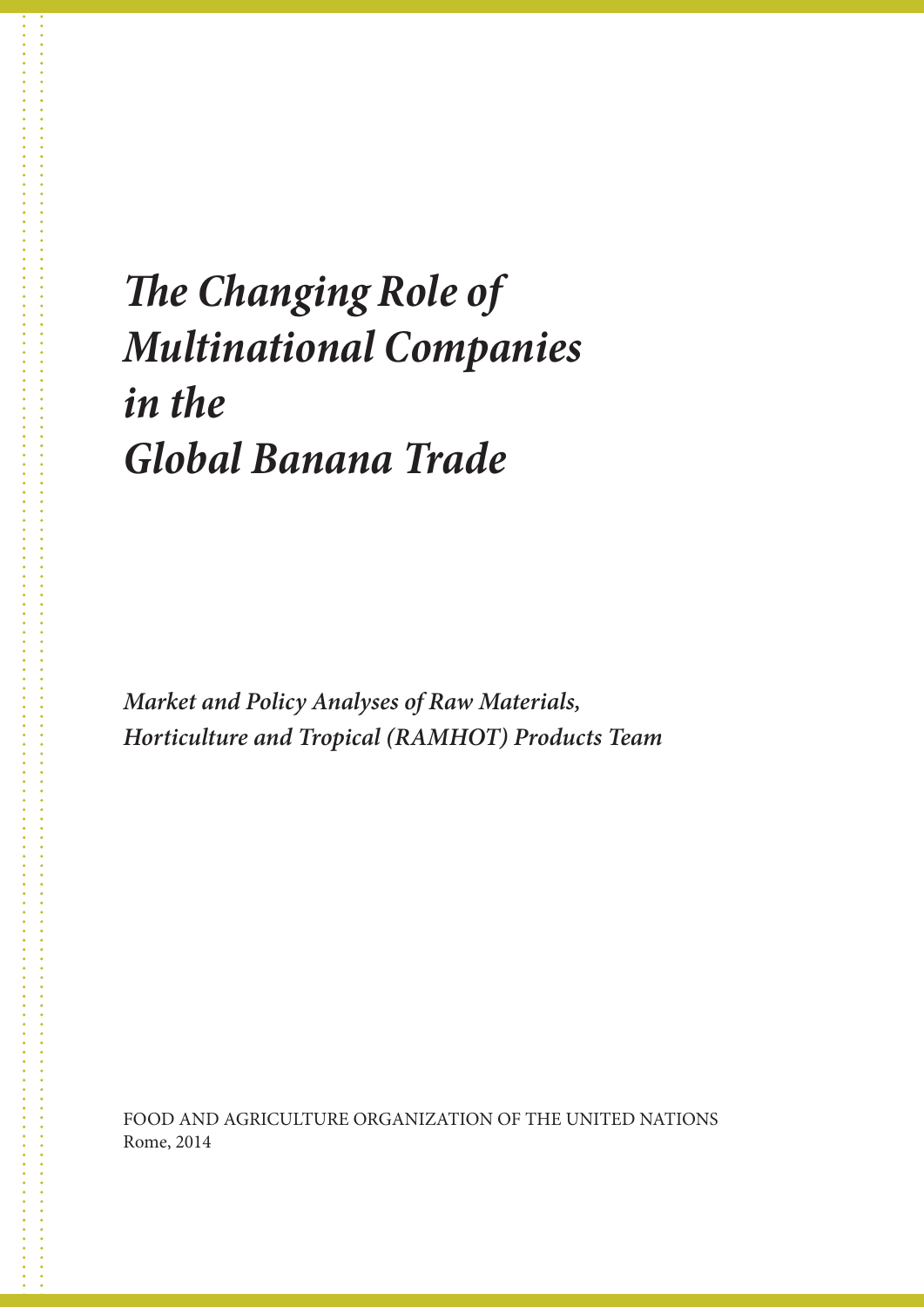# *The Changing Role of Multinational Companies in the Global Banana Trade*

***Market and Policy Analyses of Raw Materials, Horticulture and Tropical (RAMHOT) Products Team***

FOOD AND AGRICULTURE ORGANIZATION OF THE UNITED NATIONS
Rome, 2014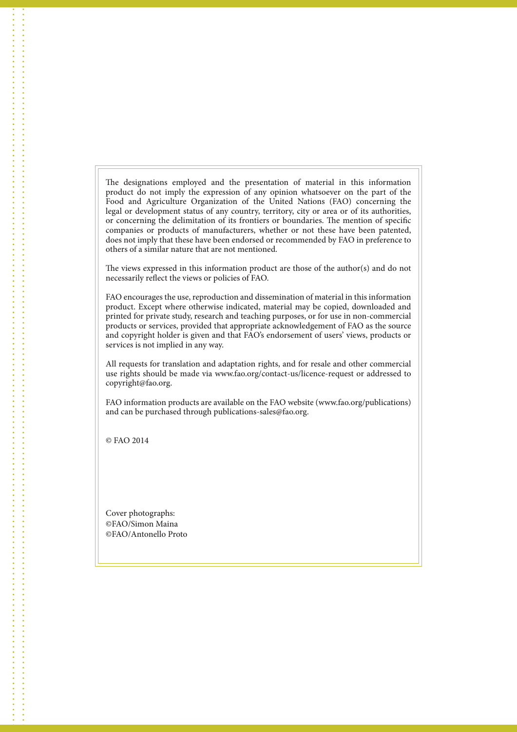The designations employed and the presentation of material in this information product do not imply the expression of any opinion whatsoever on the part of the Food and Agriculture Organization of the United Nations (FAO) concerning the legal or development status of any country, territory, city or area or of its authorities, or concerning the delimitation of its frontiers or boundaries. The mention of specific companies or products of manufacturers, whether or not these have been patented, does not imply that these have been endorsed or recommended by FAO in preference to others of a similar nature that are not mentioned.

The views expressed in this information product are those of the author(s) and do not necessarily reflect the views or policies of FAO.

FAO encourages the use, reproduction and dissemination of material in this information product. Except where otherwise indicated, material may be copied, downloaded and printed for private study, research and teaching purposes, or for use in non-commercial products or services, provided that appropriate acknowledgement of FAO as the source and copyright holder is given and that FAO's endorsement of users' views, products or services is not implied in any way.

All requests for translation and adaptation rights, and for resale and other commercial use rights should be made via www.fao.org/contact-us/licence-request or addressed to copyright@fao.org.

FAO information products are available on the FAO website (www.fao.org/publications) and can be purchased through publications-sales@fao.org.

© FAO 2014

Cover photographs:
©FAO/Simon Maina
©FAO/Antonello Proto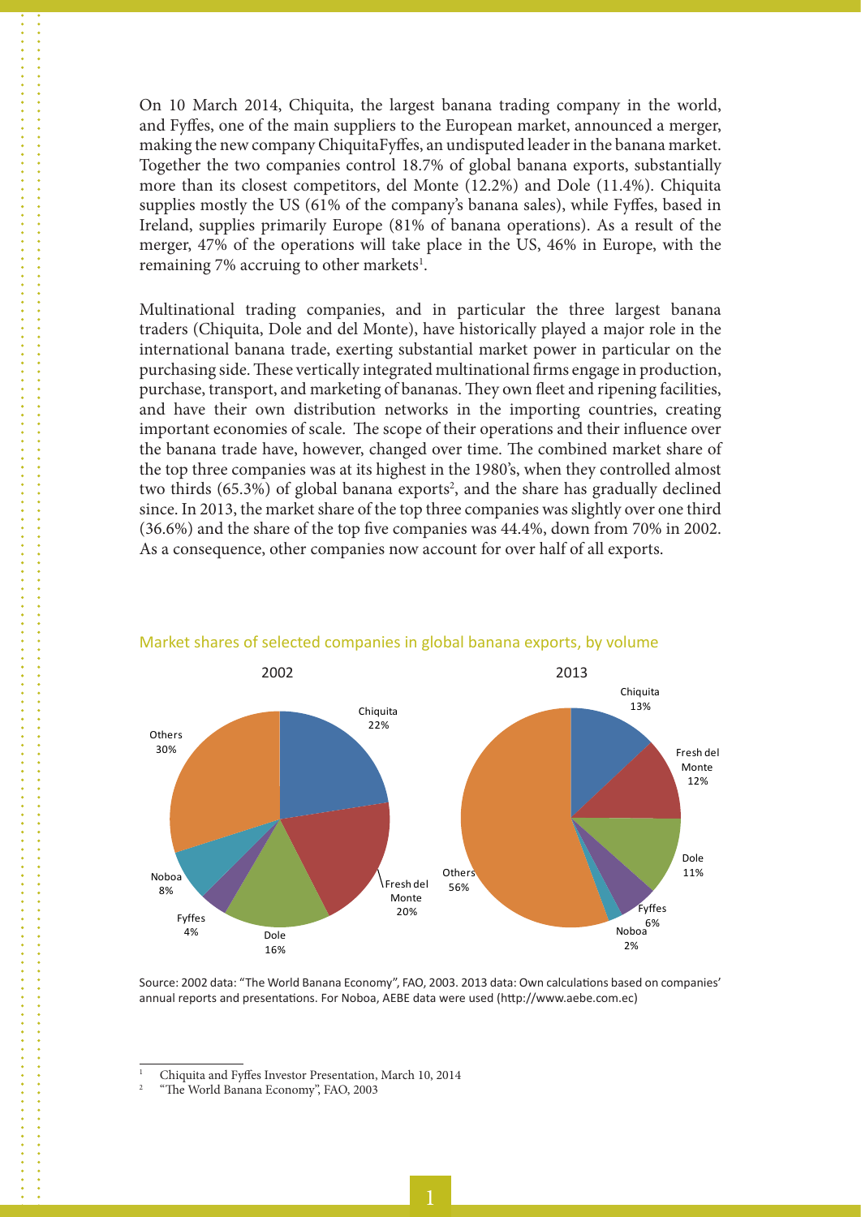On 10 March 2014, Chiquita, the largest banana trading company in the world, and Fyffes, one of the main suppliers to the European market, announced a merger, making the new company ChiquitaFyffes, an undisputed leader in the banana market. Together the two companies control 18.7% of global banana exports, substantially more than its closest competitors, del Monte (12.2%) and Dole (11.4%). Chiquita supplies mostly the US (61% of the company's banana sales), while Fyffes, based in Ireland, supplies primarily Europe (81% of banana operations). As a result of the merger, 47% of the operations will take place in the US, 46% in Europe, with the remaining 7% accruing to other markets[1].

Multinational trading companies, and in particular the three largest banana traders (Chiquita, Dole and del Monte), have historically played a major role in the international banana trade, exerting substantial market power in particular on the purchasing side. These vertically integrated multinational firms engage in production, purchase, transport, and marketing of bananas. They own fleet and ripening facilities, and have their own distribution networks in the importing countries, creating important economies of scale. The scope of their operations and their influence over the banana trade have, however, changed over time. The combined market share of the top three companies was at its highest in the 1980's, when they controlled almost two thirds (65.3%) of global banana exports[2], and the share has gradually declined since. In 2013, the market share of the top three companies was slightly over one third (36.6%) and the share of the top five companies was 44.4%, down from 70% in 2002. As a consequence, other companies now account for over half of all exports.

Market shares of selected companies in global banana exports, by volume

| Company | 2002 | 2013 |
|---|---|---|
| Chiquita | 22% | 13% |
| Fresh del Monte | 20% | 12% |
| Dole | 16% | 11% |
| Fyffes | 4% | 6% |
| Noboa | 8% | 2% |
| Others | 30% | 56% |

Source: 2002 data: "The World Banana Economy", FAO, 2003. 2013 data: Own calculations based on companies' annual reports and presentations. For Noboa, AEBE data were used (http://www.aebe.com.ec)

[1] Chiquita and Fyffes Investor Presentation, March 10, 2014

[2] "The World Banana Economy", FAO, 2003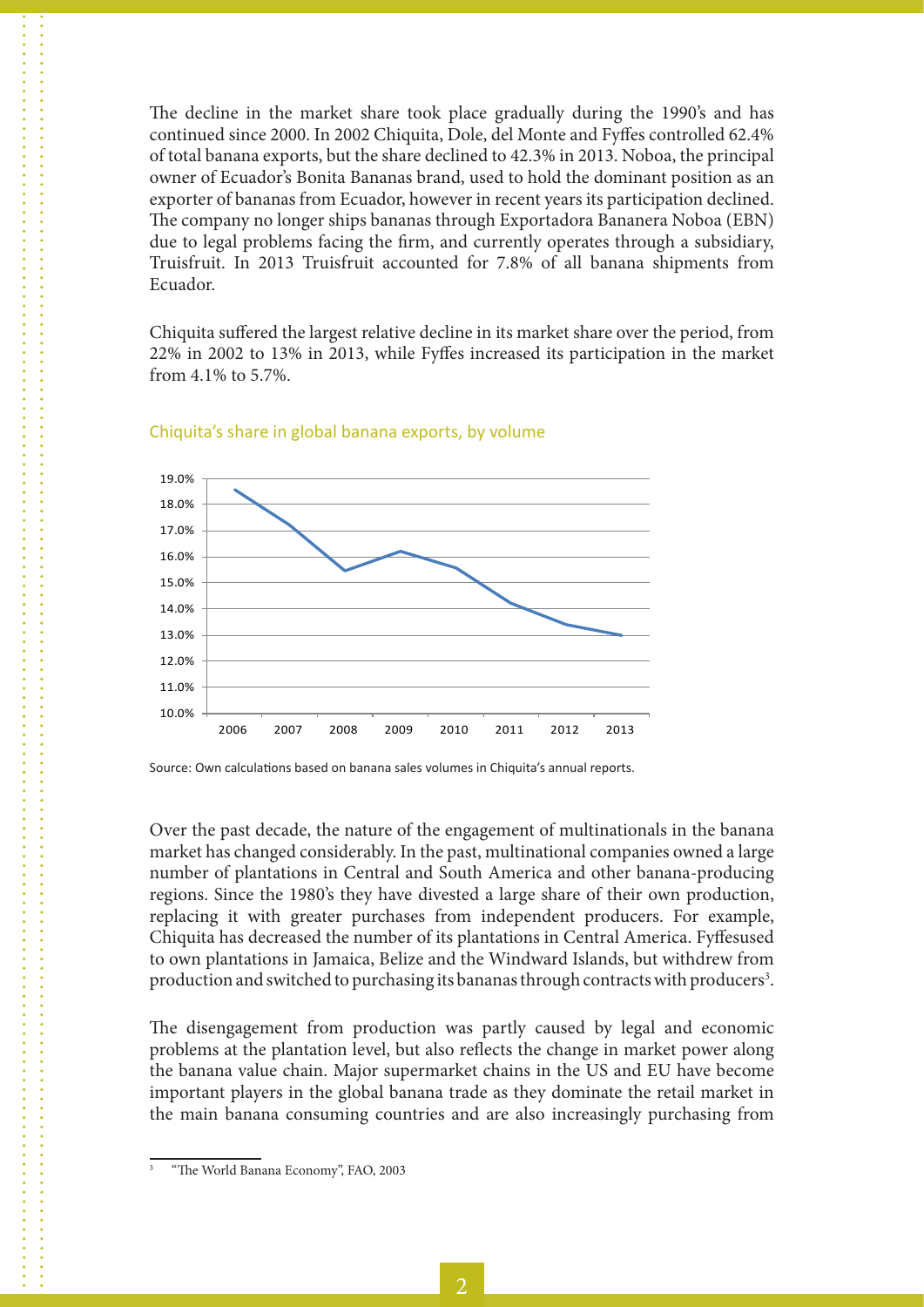The decline in the market share took place gradually during the 1990's and has continued since 2000. In 2002 Chiquita, Dole, del Monte and Fyffes controlled 62.4% of total banana exports, but the share declined to 42.3% in 2013. Noboa, the principal owner of Ecuador's Bonita Bananas brand, used to hold the dominant position as an exporter of bananas from Ecuador, however in recent years its participation declined. The company no longer ships bananas through Exportadora Bananera Noboa (EBN) due to legal problems facing the firm, and currently operates through a subsidiary, Truisfruit. In 2013 Truisfruit accounted for 7.8% of all banana shipments from Ecuador.

Chiquita suffered the largest relative decline in its market share over the period, from 22% in 2002 to 13% in 2013, while Fyffes increased its participation in the market from 4.1% to 5.7%.

Chiquita's share in global banana exports, by volume

Source: Own calculations based on banana sales volumes in Chiquita's annual reports.

Over the past decade, the nature of the engagement of multinationals in the banana market has changed considerably. In the past, multinational companies owned a large number of plantations in Central and South America and other banana-producing regions. Since the 1980's they have divested a large share of their own production, replacing it with greater purchases from independent producers. For example, Chiquita has decreased the number of its plantations in Central America. Fyffesused to own plantations in Jamaica, Belize and the Windward Islands, but withdrew from production and switched to purchasing its bananas through contracts with producers[3].

The disengagement from production was partly caused by legal and economic problems at the plantation level, but also reflects the change in market power along the banana value chain. Major supermarket chains in the US and EU have become important players in the global banana trade as they dominate the retail market in the main banana consuming countries and are also increasingly purchasing from

[3] "The World Banana Economy", FAO, 2003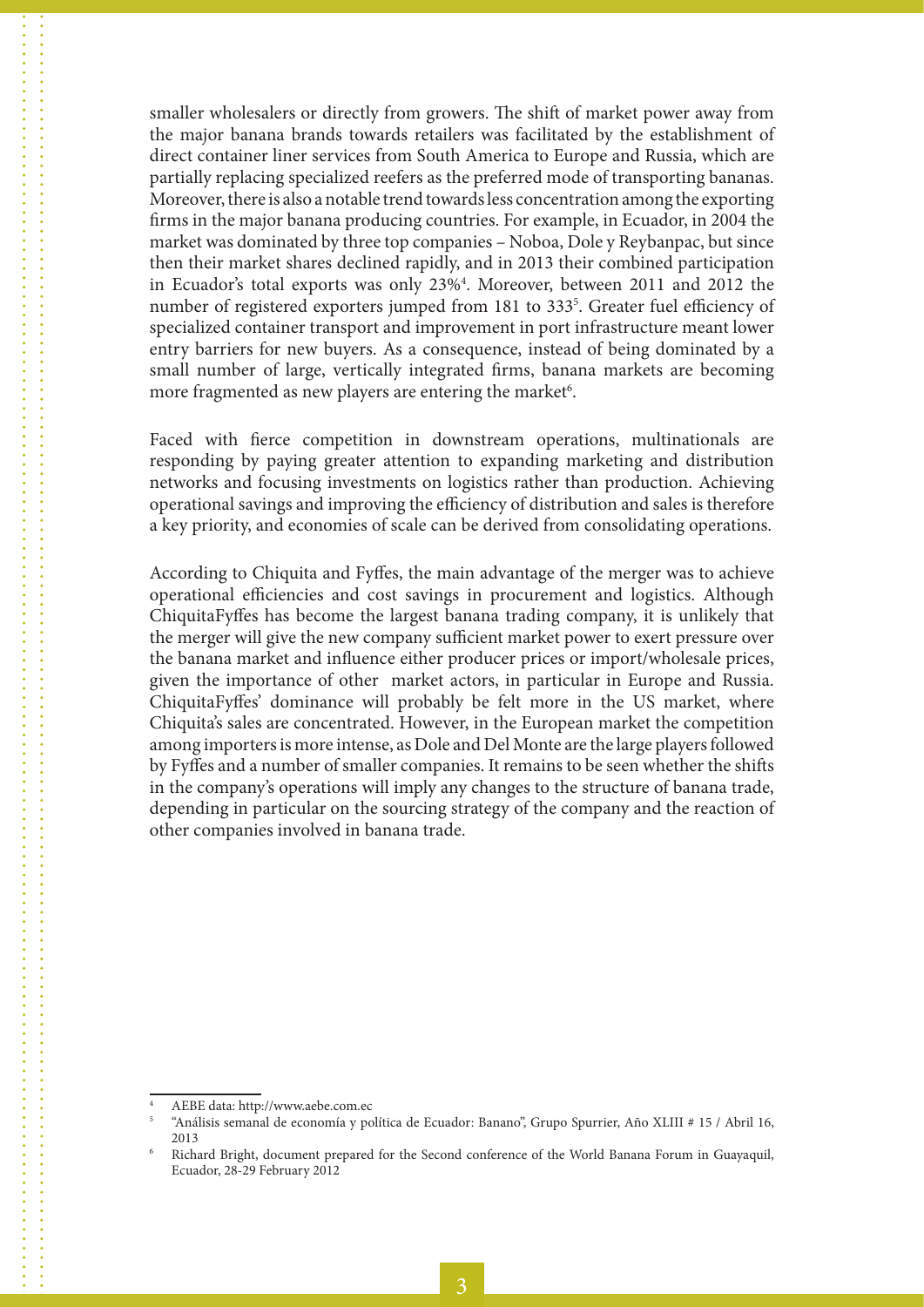smaller wholesalers or directly from growers. The shift of market power away from the major banana brands towards retailers was facilitated by the establishment of direct container liner services from South America to Europe and Russia, which are partially replacing specialized reefers as the preferred mode of transporting bananas. Moreover, there is also a notable trend towards less concentration among the exporting firms in the major banana producing countries. For example, in Ecuador, in 2004 the market was dominated by three top companies – Noboa, Dole y Reybanpac, but since then their market shares declined rapidly, and in 2013 their combined participation in Ecuador's total exports was only 23%[4]. Moreover, between 2011 and 2012 the number of registered exporters jumped from 181 to 333[5]. Greater fuel efficiency of specialized container transport and improvement in port infrastructure meant lower entry barriers for new buyers. As a consequence, instead of being dominated by a small number of large, vertically integrated firms, banana markets are becoming more fragmented as new players are entering the market[6].

Faced with fierce competition in downstream operations, multinationals are responding by paying greater attention to expanding marketing and distribution networks and focusing investments on logistics rather than production. Achieving operational savings and improving the efficiency of distribution and sales is therefore a key priority, and economies of scale can be derived from consolidating operations.

According to Chiquita and Fyffes, the main advantage of the merger was to achieve operational efficiencies and cost savings in procurement and logistics. Although ChiquitaFyffes has become the largest banana trading company, it is unlikely that the merger will give the new company sufficient market power to exert pressure over the banana market and influence either producer prices or import/wholesale prices, given the importance of other market actors, in particular in Europe and Russia. ChiquitaFyffes' dominance will probably be felt more in the US market, where Chiquita's sales are concentrated. However, in the European market the competition among importers is more intense, as Dole and Del Monte are the large players followed by Fyffes and a number of smaller companies. It remains to be seen whether the shifts in the company's operations will imply any changes to the structure of banana trade, depending in particular on the sourcing strategy of the company and the reaction of other companies involved in banana trade.

---

[4] AEBE data: http://www.aebe.com.ec

[5] "Análisis semanal de economía y política de Ecuador: Banano", Grupo Spurrier, Año XLIII # 15 / Abril 16, 2013

[6] Richard Bright, document prepared for the Second conference of the World Banana Forum in Guayaquil, Ecuador, 28-29 February 2012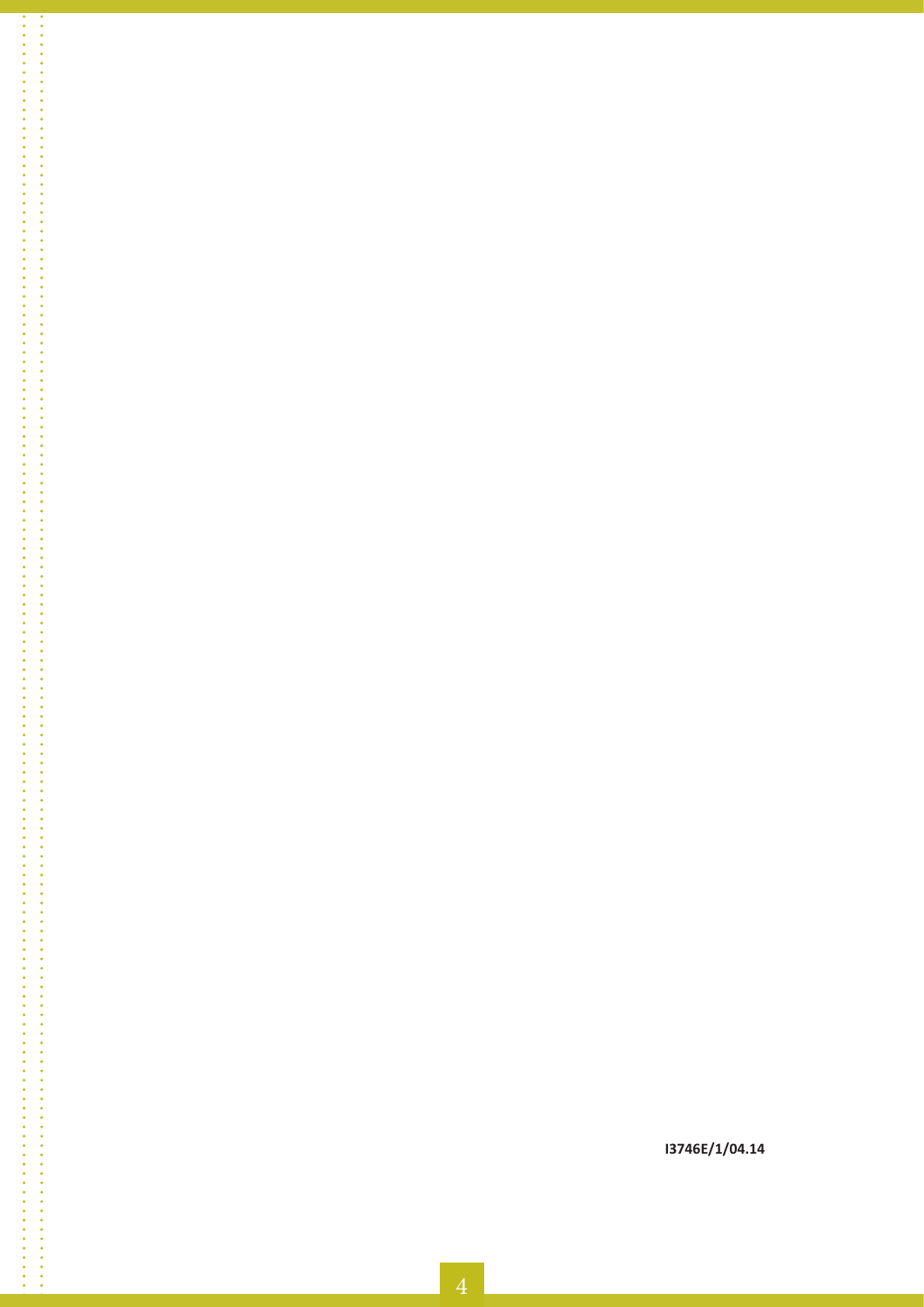I3746E/1/04.14